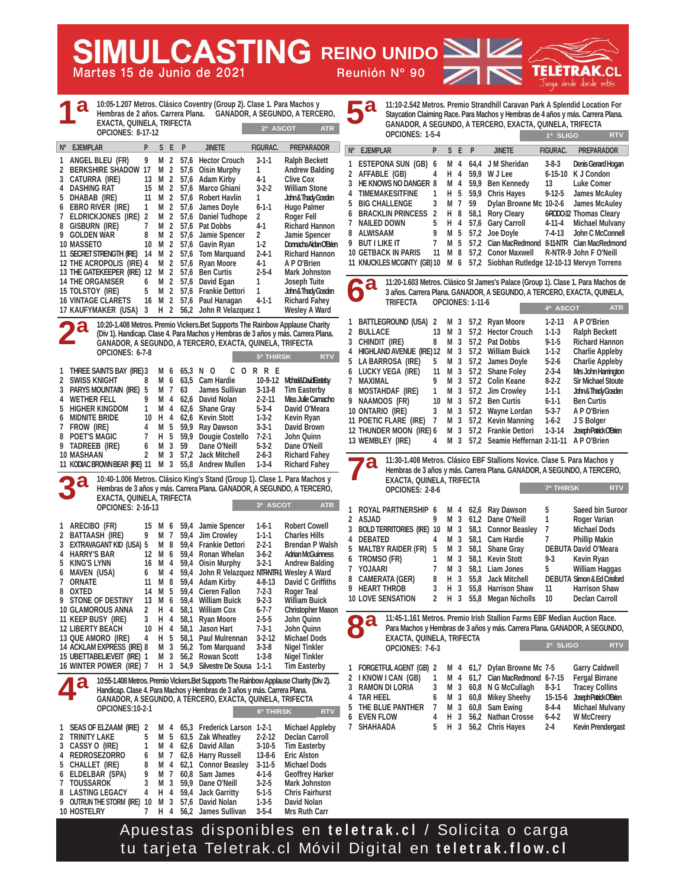# SIMULCASTING REINO UNIDO

Martes 15 de Junio de 2021 — Reunión N° 90 — TELETRAK.CL

## 1ª

10:05-1.207 Metros. Clásico Coventry (Group 2). Clase 1. Para Machos y Hembras de 2 años. Carrera Plana. GANADOR, A SEGUNDO, A TERCERO, EXACTA, QUINELA, TRIFECTA

OPCIONES: 8-17-12

2ª ASCOT — ATR

| Nº | EJEMPLAR | P | S | E | P | JINETE | FIGURAC. | PREPARADOR |
|---|---|---|---|---|---|---|---|---|
| 1 | ANGEL BLEU (FR) | 9 | M | 2 | 57,6 | Hector Crouch | 3-1-1 | Ralph Beckett |
| 2 | BERKSHIRE SHADOW | 17 | M | 2 | 57,6 | Oisin Murphy | 1 | Andrew Balding |
| 3 | CATURRA (IRE) | 13 | M | 2 | 57,6 | Adam Kirby | 4-1 | Clive Cox |
| 4 | DASHING RAT | 15 | M | 2 | 57,6 | Marco Ghiani | 3-2-2 | William Stone |
| 5 | DHABAB (IRE) | 11 | M | 2 | 57,6 | Robert Havlin | 1 | John&Thady Gosden |
| 6 | EBRO RIVER (IRE) | 1 | M | 2 | 57,6 | James Doyle | 6-1-1 | Hugo Palmer |
| 7 | ELDRICKJONES (IRE) | 2 | M | 2 | 57,6 | Daniel Tudhope | 2 | Roger Fell |
| 8 | GISBURN (IRE) | 7 | M | 2 | 57,6 | Pat Dobbs | 4-1 | Richard Hannon |
| 9 | GOLDEN WAR | 8 | M | 2 | 57,6 | Jamie Spencer | 2 | Jamie Spencer |
| 10 | MASSETO | 10 | M | 2 | 57,6 | Gavin Ryan | 1-2 | Donnacha Aidan O'Brien |
| 11 | SECRET STRENGTH (IRE) | 14 | M | 2 | 57,6 | Tom Marquand | 2-4-1 | Richard Hannon |
| 12 | THE ACROPOLIS (IRE) | 4 | M | 2 | 57,6 | Ryan Moore | 4-1 | A P O'Brien |
| 13 | THE GATEKEEPER (IRE) | 12 | M | 2 | 57,6 | Ben Curtis | 2-5-4 | Mark Johnston |
| 14 | THE ORGANISER | 6 | M | 2 | 57,6 | David Egan | 1 | Joseph Tuite |
| 15 | TOLSTOY (IRE) | 5 | M | 2 | 57,6 | Frankie Dettori | 1 | John&Thady Gosden |
| 16 | VINTAGE CLARETS | 16 | M | 2 | 57,6 | Paul Hanagan | 4-1-1 | Richard Fahey |
| 17 | KAUFYMAKER (USA) | 3 | H | 2 | 56,2 | John R Velazquez | 1 | Wesley A Ward |

## 2ª

10:20-1.408 Metros. Premio Vickers.Bet Supports The Rainbow Applause Charity (Div 1). Handicap. Clase 4. Para Machos y Hembras de 3 años y más. Carrera Plana. GANADOR, A SEGUNDO, A TERCERO, EXACTA, QUINELA, TRIFECTA

OPCIONES: 6-7-8

5ª THIRSK — RTV

| Nº | EJEMPLAR | P | S | E | P | JINETE | FIGURAC. | PREPARADOR |
|---|---|---|---|---|---|---|---|---|
| 1 | THREE SAINTS BAY (IRE) | 3 | M | 6 | 65,3 | N O C O R R E | | |
| 2 | SWISS KNIGHT | 8 | M | 6 | 63,5 | Cam Hardie | 10-9-12 | Michael&David Easterby |
| 3 | PARYS MOUNTAIN (IRE) | 5 | M | 7 | 63 | James Sullivan | 3-13-8 | Tim Easterby |
| 4 | WETHER FELL | 9 | M | 4 | 62,6 | David Nolan | 2-2-11 | Miss Julie Camacho |
| 5 | HIGHER KINGDOM | 1 | M | 4 | 62,6 | Shane Gray | 5-3-4 | David O'Meara |
| 6 | MIDNITE BRIDE | 10 | H | 4 | 62,6 | Kevin Stott | 1-3-2 | Kevin Ryan |
| 7 | FROW (IRE) | 4 | M | 5 | 59,9 | Ray Dawson | 3-3-1 | David Brown |
| 8 | POET'S MAGIC | 7 | H | 5 | 59,9 | Dougie Costello | 7-2-1 | John Quinn |
| 9 | TADREEB (IRE) | 6 | M | 3 | 59 | Dane O'Neill | 5-3-2 | Dane O'Neill |
| 10 | MASHAAN | 2 | M | 3 | 57,2 | Jack Mitchell | 2-6-3 | Richard Fahey |
| 11 | KODIAC BROWN BEAR (IRE) | 11 | M | 3 | 55,8 | Andrew Mullen | 1-3-4 | Richard Fahey |

## 3ª

10:40-1.006 Metros. Clásico King's Stand (Group 1). Clase 1. Para Machos y Hembras de 3 años y más. Carrera Plana. GANADOR, A SEGUNDO, A TERCERO, EXACTA, QUINELA, TRIFECTA

OPCIONES: 2-16-13

3ª ASCOT — ATR

| Nº | EJEMPLAR | P | S | E | P | JINETE | FIGURAC. | PREPARADOR |
|---|---|---|---|---|---|---|---|---|
| 1 | ARECIBO (FR) | 15 | M | 6 | 59,4 | Jamie Spencer | 1-6-1 | Robert Cowell |
| 2 | BATTAASH (IRE) | 9 | M | 7 | 59,4 | Jim Crowley | 1-1-1 | Charles Hills |
| 3 | EXTRAVAGANT KID (USA) | 5 | M | 8 | 59,4 | Frankie Dettori | 2-2-1 | Brendan P Walsh |
| 4 | HARRY'S BAR | 12 | M | 6 | 59,4 | Ronan Whelan | 3-6-2 | Adrian McGuinness |
| 5 | KING'S LYNN | 16 | M | 4 | 59,4 | Oisin Murphy | 3-2-1 | Andrew Balding |
| 6 | MAVEN (USA) | 6 | M | 4 | 59,4 | John R Velazquez | NTR-NTR-1 | Wesley A Ward |
| 7 | ORNATE | 11 | M | 8 | 59,4 | Adam Kirby | 4-8-13 | David C Griffiths |
| 8 | OXTED | 14 | M | 5 | 59,4 | Cieren Fallon | 7-2-3 | Roger Teal |
| 9 | STONE OF DESTINY | 13 | M | 6 | 59,4 | William Buick | 9-2-3 | William Buick |
| 10 | GLAMOROUS ANNA | 2 | H | 4 | 58,1 | William Cox | 6-7-7 | Christopher Mason |
| 11 | KEEP BUSY (IRE) | 3 | H | 4 | 58,1 | Ryan Moore | 2-5-5 | John Quinn |
| 12 | LIBERTY BEACH | 10 | H | 4 | 58,1 | Jason Hart | 7-3-1 | John Quinn |
| 13 | QUE AMORO (IRE) | 4 | H | 5 | 58,1 | Paul Mulrennan | 3-2-12 | Michael Dods |
| 14 | ACKLAM EXPRESS (IRE) | 8 | M | 3 | 56,2 | Tom Marquand | 3-3-8 | Nigel Tinkler |
| 15 | UBETTABELIEVEIT (IRE) | 1 | M | 3 | 56,2 | Rowan Scott | 1-3-8 | Nigel Tinkler |
| 16 | WINTER POWER (IRE) | 7 | H | 3 | 54,9 | Silvestre De Sousa | 1-1-1 | Tim Easterby |

## 4ª

10:55-1.408 Metros. Premio Vickers.Bet Supports The Rainbow Applause Charity (Div 2). Handicap. Clase 4. Para Machos y Hembras de 3 años y más. Carrera Plana. GANADOR, A SEGUNDO, A TERCERO, EXACTA, QUINELA, TRIFECTA

OPCIONES:10-2-1

6ª THIRSK — RTV

| Nº | EJEMPLAR | P | S | E | P | JINETE | FIGURAC. | PREPARADOR |
|---|---|---|---|---|---|---|---|---|
| 1 | SEAS OF ELZAAM (IRE) | 2 | M | 4 | 65,3 | Frederick Larson | 1-2-1 | Michael Appleby |
| 2 | TRINITY LAKE | 5 | M | 5 | 63,5 | Zak Wheatley | 2-2-12 | Declan Carroll |
| 3 | CASSY O (IRE) | 1 | M | 4 | 62,6 | David Allan | 3-10-5 | Tim Easterby |
| 4 | REDROSEZORRO | 6 | M | 7 | 62,6 | Harry Russell | 13-8-6 | Eric Alston |
| 5 | CHALLET (IRE) | 8 | M | 4 | 62,1 | Connor Beasley | 3-11-5 | Michael Dods |
| 6 | ELDELBAR (SPA) | 9 | M | 7 | 60,8 | Sam James | 4-1-6 | Geoffrey Harker |
| 7 | TOUSSAROK | 3 | M | 3 | 59,9 | Dane O'Neill | 3-2-5 | Mark Johnston |
| 8 | LASTING LEGACY | 4 | H | 4 | 59,4 | Jack Garritty | 5-1-5 | Chris Fairhurst |
| 9 | OUTRUN THE STORM (IRE) | 10 | M | 3 | 57,6 | David Nolan | 1-3-5 | David Nolan |
| 10 | HOSTELRY | 7 | H | 4 | 56,2 | James Sullivan | 3-5-4 | Mrs Ruth Carr |

## 5ª

11:10-2.542 Metros. Premio Strandhill Caravan Park A Splendid Location For Staycation Claiming Race. Para Machos y Hembras de 4 años y más. Carrera Plana. GANADOR, A SEGUNDO, A TERCERO, EXACTA, QUINELA, TRIFECTA

OPCIONES: 1-5-4

1ª SLIGO — RTV

| Nº | EJEMPLAR | P | S | E | P | JINETE | FIGURAC. | PREPARADOR |
|---|---|---|---|---|---|---|---|---|
| 1 | ESTEPONA SUN (GB) | 6 | M | 4 | 64,4 | J M Sheridan | 3-8-3 | Denis Gerard Hogan |
| 2 | AFFABLE (GB) | 4 | H | 4 | 59,9 | W J Lee | 6-15-10 | K J Condon |
| 3 | HE KNOWS NO DANGER | 8 | M | 4 | 59,9 | Ben Kennedy | 13 | Luke Comer |
| 4 | TIMEMAKESITFINE | 1 | H | 5 | 59,9 | Chris Hayes | 9-12-5 | James McAuley |
| 5 | BIG CHALLENGE | 3 | M | 7 | 59 | Dylan Browne Mc | 10-2-6 | James McAuley |
| 6 | BRACKLIN PRINCESS | 2 | H | 8 | 58,1 | Rory Cleary | 6RODO-12 | Thomas Cleary |
| 7 | NAILED DOWN | 5 | H | 4 | 57,6 | Gary Carroll | 4-11-4 | Michael Mulvany |
| 8 | ALWISAAM | 9 | M | 5 | 57,2 | Joe Doyle | R-NTR-9 | John C McConnell |
| 9 | BUT I LIKE IT | 7 | M | 5 | 57,2 | Cian MacRedmond | 8-11-NTR | Cian MacRedmond |
| 10 | GETBACK IN PARIS | 11 | M | 8 | 57,2 | Conor Maxwell | R-NTR-9 | John F O'Neill |
| 11 | KNUCKLES MCGINTY (GB) | 10 | M | 6 | 57,2 | Siobhan Rutledge | 12-10-13 | Mervyn Torrens |

## 6ª

11:20-1.603 Metros. Clásico St James's Palace (Group 1). Clase 1. Para Machos de 3 años. Carrera Plana. GANADOR, A SEGUNDO, A TERCERO, EXACTA, QUINELA, TRIFECTA

OPCIONES: 1-11-6

4ª ASCOT — ATR

| Nº | EJEMPLAR | P | S | E | P | JINETE | FIGURAC. | PREPARADOR |
|---|---|---|---|---|---|---|---|---|
| 1 | BATTLEGROUND (USA) | 2 | M | 3 | 57,2 | Ryan Moore | 1-2-13 | A P O'Brien |
| 2 | BULLACE | 13 | M | 3 | 57,2 | Hector Crouch | 1-1-3 | Ralph Beckett |
| 3 | CHINDIT (IRE) | 8 | M | 3 | 57,2 | Pat Dobbs | 9-1-5 | Richard Hannon |
| 4 | HIGHLAND AVENUE (IRE) | 12 | M | 3 | 57,2 | William Buick | 1-1-2 | Charlie Appleby |
| 5 | LA BARROSA (IRE) | 5 | M | 3 | 57,2 | James Doyle | 5-2-6 | Charlie Appleby |
| 6 | LUCKY VEGA (IRE) | 11 | M | 3 | 57,2 | Shane Foley | 2-3-4 | Mrs John Harrington |
| 7 | MAXIMAL | 9 | M | 3 | 57,2 | Colin Keane | 8-2-2 | Sir Michael Stoute |
| 8 | MOSTAHDAF (IRE) | 1 | M | 3 | 57,2 | Jim Crowley | 1-1-1 | John&Thady Gosden |
| 9 | NAAMOOS (FR) | 10 | M | 3 | 57,2 | Ben Curtis | 6-1-1 | Ben Curtis |
| 10 | ONTARIO (IRE) | 3 | M | 3 | 57,2 | Wayne Lordan | 5-3-7 | A P O'Brien |
| 11 | POETIC FLARE (IRE) | 7 | M | 3 | 57,2 | Kevin Manning | 1-6-2 | J S Bolger |
| 12 | THUNDER MOON (IRE) | 6 | M | 3 | 57,2 | Frankie Dettori | 1-3-14 | Joseph Patrick O'Brien |
| 13 | WEMBLEY (IRE) | 4 | M | 3 | 57,2 | Seamie Heffernan | 2-11-11 | A P O'Brien |

## 7ª

11:30-1.408 Metros. Clásico EBF Stallions Novice. Clase 5. Para Machos y Hembras de 3 años y más. Carrera Plana. GANADOR, A SEGUNDO, A TERCERO, EXACTA, QUINELA, TRIFECTA

OPCIONES: 2-8-6

7ª THIRSK — RTV

| Nº | EJEMPLAR | P | S | E | P | JINETE | FIGURAC. | PREPARADOR |
|---|---|---|---|---|---|---|---|---|
| 1 | ROYAL PARTNERSHIP | 6 | M | 4 | 62,6 | Ray Dawson | 5 | Saeed bin Suroor |
| 2 | ASJAD | 9 | M | 3 | 61,2 | Dane O'Neill | 1 | Roger Varian |
| 3 | BOLD TERRITORIES (IRE) | 10 | M | 3 | 58,1 | Connor Beasley | 7 | Michael Dods |
| 4 | DEBATED | 4 | M | 3 | 58,1 | Cam Hardie | 7 | Phillip Makin |
| 5 | MALTBY RAIDER (FR) | 5 | M | 3 | 58,1 | Shane Gray | DEBUTA | David O'Meara |
| 6 | TROMSO (FR) | 1 | M | 3 | 58,1 | Kevin Stott | 9-3 | Kevin Ryan |
| 7 | YOJAARI | 7 | M | 3 | 58,1 | Liam Jones | 5 | William Haggas |
| 8 | CAMERATA (GER) | 8 | H | 3 | 55,8 | Jack Mitchell | DEBUTA | Simon & Ed Crisford |
| 9 | HEART THROB | 3 | H | 3 | 55,8 | Harrison Shaw | 11 | Harrison Shaw |
| 10 | LOVE SENSATION | 2 | H | 3 | 55,8 | Megan Nicholls | 10 | Declan Carroll |

## 8ª

11:45-1.161 Metros. Premio Irish Stallion Farms EBF Median Auction Race. Para Machos y Hembras de 3 años y más. Carrera Plana. GANADOR, A SEGUNDO, EXACTA, QUINELA, TRIFECTA

OPCIONES: 7-6-3

2ª SLIGO — RTV

| Nº | EJEMPLAR | P | S | E | P | JINETE | FIGURAC. | PREPARADOR |
|---|---|---|---|---|---|---|---|---|
| 1 | FORGETFUL AGENT (GB) | 2 | M | 4 | 61,7 | Dylan Browne Mc | 7-5 | Garry Caldwell |
| 2 | I KNOW I CAN (GB) | 1 | M | 4 | 61,7 | Cian MacRedmond | 6-7-15 | Fergal Birrane |
| 3 | RAMON DI LORIA | 3 | M | 3 | 60,8 | N G McCullagh | 8-3-1 | Tracey Collins |
| 4 | TAR HEEL | 6 | M | 3 | 60,8 | Mikey Sheehy | 15-15-6 | Joseph Patrick O'Brien |
| 5 | THE BLUE PANTHER | 7 | M | 3 | 60,8 | Sam Ewing | 8-4-4 | Michael Mulvany |
| 6 | EVEN FLOW | 4 | H | 3 | 56,2 | Nathan Crosse | 6-4-2 | W McCreery |
| 7 | SHAHAADA | 5 | H | 3 | 56,2 | Chris Hayes | 2-4 | Kevin Prendergast |

Apuestas disponibles en **teletrak.cl** / Solicita o carga tu tarjeta Teletrak.cl Móvil Digital en **teletrak.flow.cl**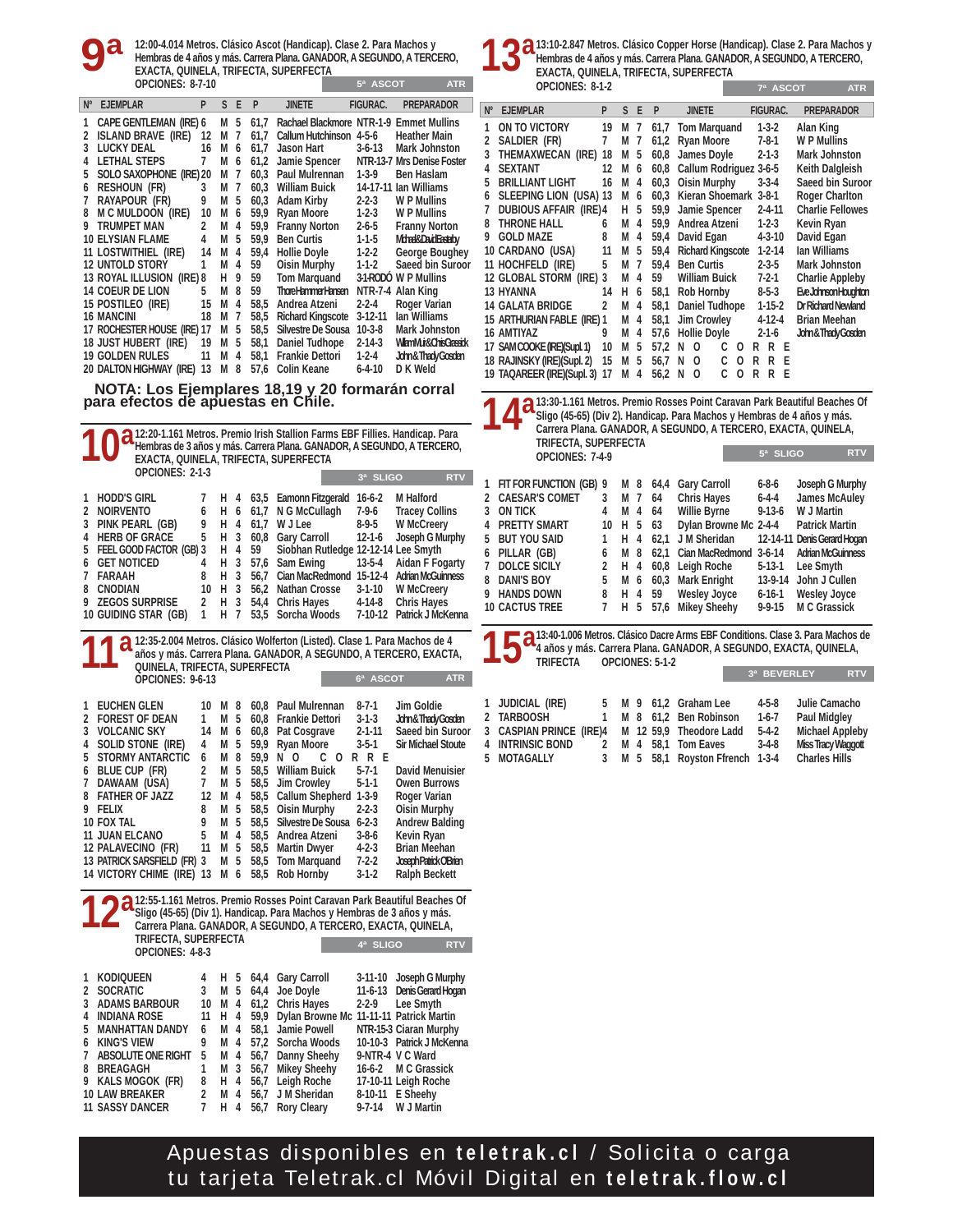## 9ª

12:00-4.014 Metros. Clásico Ascot (Handicap). Clase 2. Para Machos y Hembras de 4 años y más. Carrera Plana. GANADOR, A SEGUNDO, A TERCERO, EXACTA, QUINELA, TRIFECTA, SUPERFECTA

OPCIONES: 8-7-10

5ª ASCOT — ATR

| Nº | EJEMPLAR | P | S | E | P | JINETE | FIGURAC. | PREPARADOR |
|---|---|---|---|---|---|---|---|---|
| 1 | CAPE GENTLEMAN (IRE) | 6 | M | 5 | 61,7 | Rachael Blackmore | NTR-1-9 | Emmet Mullins |
| 2 | ISLAND BRAVE (IRE) | 12 | M | 7 | 61,7 | Callum Hutchinson | 4-5-6 | Heather Main |
| 3 | LUCKY DEAL | 16 | M | 6 | 61,7 | Jason Hart | 3-6-13 | Mark Johnston |
| 4 | LETHAL STEPS | 7 | M | 6 | 61,7 | Jamie Spencer | NTR-13-7 | Mrs Denise Foster |
| 5 | SOLO SAXOPHONE (IRE) | 20 | M | 7 | 60,3 | Paul Mulrennan | 1-3-9 | Ben Haslam |
| 6 | RESHOUN (FR) | 3 | M | 7 | 60,3 | William Buick | 14-17-11 | Ian Williams |
| 7 | RAYAPOUR (FR) | 9 | M | 5 | 60,3 | Adam Kirby | 2-2-3 | W P Mullins |
| 8 | M C MULDOON (IRE) | 10 | M | 6 | 59,9 | Ryan Moore | 1-2-3 | W P Mullins |
| 9 | TRUMPET MAN | 2 | M | 4 | 59,9 | Franny Norton | 2-6-5 | Franny Norton |
| 10 | ELYSIAN FLAME | 4 | M | 5 | 59,9 | Ben Curtis | 1-1-5 | Michael&David Easterby |
| 11 | LOSTWITHIEL (IRE) | 14 | M | 4 | 59,4 | Hollie Doyle | 1-2-2 | George Boughey |
| 12 | UNTOLD STORY | 1 | M | 4 | 59 | Oisin Murphy | 1-1-2 | Saeed bin Suroor |
| 13 | ROYAL ILLUSION (IRE) | 8 | H | 9 | 59 | Tom Marquand | 3-1-RODÓ | W P Mullins |
| 14 | COEUR DE LION | 5 | M | 8 | 59 | Thore Hammer Hansen | NTR-7-4 | Alan King |
| 15 | POSTILEO (IRE) | 15 | M | 4 | 58,5 | Andrea Atzeni | 2-2-4 | Roger Varian |
| 16 | MANCINI | 18 | M | 7 | 58,5 | Richard Kingscote | 3-12-11 | Ian Williams |
| 17 | ROCHESTER HOUSE (IRE) | 17 | M | 5 | 58,5 | Silvestre De Sousa | 10-3-8 | Mark Johnston |
| 18 | JUST HUBERT (IRE) | 19 | M | 5 | 58,1 | Daniel Tudhope | 2-14-3 | William Muir&Chris Grassick |
| 19 | GOLDEN RULES | 11 | M | 4 | 58,1 | Frankie Dettori | 1-2-4 | John & Thady Gosden |
| 20 | DALTON HIGHWAY (IRE) | 13 | M | 8 | 57,6 | Colin Keane | 6-4-10 | D K Weld |

**NOTA: Los Ejemplares 18,19 y 20 formarán corral para efectos de apuestas en Chile.**

## 10ª

12:20-1.161 Metros. Premio Irish Stallion Farms EBF Fillies. Handicap. Para Hembras de 3 años y más. Carrera Plana. GANADOR, A SEGUNDO, A TERCERO, EXACTA, QUINELA, TRIFECTA, SUPERFECTA

OPCIONES: 2-1-3

3ª SLIGO — RTV

| Nº | EJEMPLAR | P | S | E | P | JINETE | FIGURAC. | PREPARADOR |
|---|---|---|---|---|---|---|---|---|
| 1 | HODD'S GIRL | 7 | H | 4 | 63,5 | Eamonn Fitzgerald | 16-6-2 | M Halford |
| 2 | NOIRVENTO | 6 | H | 6 | 61,7 | N G McCullagh | 7-9-6 | Tracey Collins |
| 3 | PINK PEARL (GB) | 9 | H | 4 | 61,7 | W J Lee | 8-9-5 | W McCreery |
| 4 | HERB OF GRACE | 5 | H | 3 | 60,8 | Gary Carroll | 12-1-6 | Joseph G Murphy |
| 5 | FEEL GOOD FACTOR (GB) | 3 | H | 4 | 59 | Siobhan Rutledge | 12-12-14 | Lee Smyth |
| 6 | GET NOTICED | 4 | H | 3 | 57,6 | Sam Ewing | 13-5-4 | Aidan F Fogarty |
| 7 | FARAAH | 8 | H | 3 | 56,7 | Cian MacRedmond | 15-12-4 | Adrian McGuinness |
| 8 | CNODIAN | 10 | H | 3 | 56,2 | Nathan Crosse | 3-1-10 | W McCreery |
| 9 | ZEGOS SURPRISE | 2 | H | 3 | 54,4 | Chris Hayes | 4-14-8 | Chris Hayes |
| 10 | GUIDING STAR (GB) | 1 | H | 7 | 53,5 | Sorcha Woods | 7-10-12 | Patrick J McKenna |

## 11ª

12:35-2.004 Metros. Clásico Wolferton (Listed). Clase 1. Para Machos de 4 años y más. Carrera Plana. GANADOR, A SEGUNDO, A TERCERO, EXACTA, QUINELA, TRIFECTA, SUPERFECTA

OPCIONES: 9-6-13

6ª ASCOT — ATR

| Nº | EJEMPLAR | P | S | E | P | JINETE | FIGURAC. | PREPARADOR |
|---|---|---|---|---|---|---|---|---|
| 1 | EUCHEN GLEN | 10 | M | 8 | 60,8 | Paul Mulrennan | 8-7-1 | Jim Goldie |
| 2 | FOREST OF DEAN | 1 | M | 5 | 60,8 | Frankie Dettori | 3-1-3 | John & Thady Gosden |
| 3 | VOLCANIC SKY | 14 | M | 6 | 60,8 | Pat Cosgrave | 2-1-11 | Saeed bin Suroor |
| 4 | SOLID STONE (IRE) | 4 | M | 5 | 59,9 | Ryan Moore | 3-5-1 | Sir Michael Stoute |
| 5 | STORMY ANTARCTIC | 6 | M | 8 | 59,9 | N O C O R R E | | |
| 6 | BLUE CUP (FR) | 2 | M | 5 | 58,5 | William Buick | 5-7-1 | David Menuisier |
| 7 | DAWAAM (USA) | 7 | M | 5 | 58,5 | Jim Crowley | 5-1-1 | Owen Burrows |
| 8 | FATHER OF JAZZ | 12 | M | 4 | 58,5 | Callum Shepherd | 1-3-9 | Roger Varian |
| 9 | FELIX | 8 | M | 5 | 58,5 | Oisin Murphy | 2-2-3 | Oisin Murphy |
| 10 | FOX TAL | 9 | M | 5 | 58,5 | Silvestre De Sousa | 6-2-3 | Andrew Balding |
| 11 | JUAN ELCANO | 5 | M | 4 | 58,5 | Andrea Atzeni | 3-8-6 | Kevin Ryan |
| 12 | PALAVECINO (FR) | 11 | M | 5 | 58,5 | Martin Dwyer | 4-2-3 | Brian Meehan |
| 13 | PATRICK SARSFIELD (FR) | 3 | M | 5 | 58,5 | Tom Marquand | 7-2-2 | Joseph Patrick O'Brien |
| 14 | VICTORY CHIME (IRE) | 13 | M | 6 | 58,5 | Rob Hornby | 3-1-2 | Ralph Beckett |

## 12ª

12:55-1.161 Metros. Premio Rosses Point Caravan Park Beautiful Beaches Of Sligo (45-65) (Div 1). Handicap. Para Machos y Hembras de 3 años y más. Carrera Plana. GANADOR, A SEGUNDO, A TERCERO, EXACTA, QUINELA, TRIFECTA, SUPERFECTA

OPCIONES: 4-8-3

4ª SLIGO — RTV

| Nº | EJEMPLAR | P | S | E | P | JINETE | FIGURAC. | PREPARADOR |
|---|---|---|---|---|---|---|---|---|
| 1 | KODIQUEEN | 4 | H | 5 | 64,4 | Gary Carroll | 3-11-10 | Joseph G Murphy |
| 2 | SOCRATIC | 3 | M | 5 | 64,4 | Joe Doyle | 11-6-13 | Denis Gerard Hogan |
| 3 | ADAMS BARBOUR | 10 | M | 4 | 61,2 | Chris Hayes | 2-2-9 | Lee Smyth |
| 4 | INDIANA ROSE | 11 | H | 4 | 59,9 | Dylan Browne Mc | 11-11-11 | Patrick Martin |
| 5 | MANHATTAN DANDY | 6 | M | 4 | 58,1 | Jamie Powell | NTR-15-3 | Ciaran Murphy |
| 6 | KING'S VIEW | 9 | M | 4 | 57,2 | Sorcha Woods | 10-10-3 | Patrick J McKenna |
| 7 | ABSOLUTE ONE RIGHT | 5 | M | 4 | 56,7 | Danny Sheehy | 9-NTR-4 | V C Ward |
| 8 | BREAGAGH | 1 | M | 3 | 56,7 | Mikey Sheehy | 16-6-2 | M C Grassick |
| 9 | KALS MOGOK (FR) | 8 | H | 4 | 56,7 | Leigh Roche | 17-10-11 | Leigh Roche |
| 10 | LAW BREAKER | 2 | M | 4 | 56,7 | J M Sheridan | 8-10-11 | E Sheehy |
| 11 | SASSY DANCER | 7 | H | 4 | 56,7 | Rory Cleary | 9-7-14 | W J Martin |

## 13ª

13:10-2.847 Metros. Clásico Copper Horse (Handicap). Clase 2. Para Machos y Hembras de 4 años y más. Carrera Plana. GANADOR, A SEGUNDO, A TERCERO, EXACTA, QUINELA, TRIFECTA, SUPERFECTA

OPCIONES: 8-1-2

7ª ASCOT — ATR

| Nº | EJEMPLAR | P | S | E | P | JINETE | FIGURAC. | PREPARADOR |
|---|---|---|---|---|---|---|---|---|
| 1 | ON TO VICTORY | 19 | M | 7 | 61,7 | Tom Marquand | 1-3-2 | Alan King |
| 2 | SALDIER (FR) | 7 | M | 7 | 61,2 | Ryan Moore | 7-8-1 | W P Mullins |
| 3 | THEMAXWECAN (IRE) | 18 | M | 5 | 60,8 | James Doyle | 2-1-3 | Mark Johnston |
| 4 | SEXTANT | 12 | M | 6 | 60,8 | Callum Rodriguez | 3-6-5 | Keith Dalgleish |
| 5 | BRILLIANT LIGHT | 16 | M | 4 | 60,3 | Oisin Murphy | 3-3-4 | Saeed bin Suroor |
| 6 | SLEEPING LION (USA) | 13 | M | 6 | 60,3 | Kieran Shoemark | 3-8-1 | Roger Charlton |
| 7 | DUBIOUS AFFAIR (IRE) | 4 | H | 5 | 59,9 | Jamie Spencer | 2-4-11 | Charlie Fellowes |
| 8 | THRONE HALL | 6 | M | 4 | 59,9 | Andrea Atzeni | 1-2-3 | Kevin Ryan |
| 9 | GOLD MAZE | 8 | M | 4 | 59,4 | David Egan | 4-3-10 | David Egan |
| 10 | CARDANO (USA) | 11 | M | 5 | 59,4 | Richard Kingscote | 1-2-14 | Ian Williams |
| 11 | HOCHFELD (IRE) | 5 | M | 7 | 59,4 | Ben Curtis | 2-3-5 | Mark Johnston |
| 12 | GLOBAL STORM (IRE) | 3 | M | 4 | 59 | William Buick | 7-2-1 | Charlie Appleby |
| 13 | HYANNA | 14 | H | 6 | 58,1 | Rob Hornby | 8-5-3 | Eve Johnson Houghton |
| 14 | GALATA BRIDGE | 2 | M | 4 | 58,1 | Daniel Tudhope | 1-15-2 | Dr Richard Newland |
| 15 | ARTHURIAN FABLE (IRE) | 1 | M | 4 | 58,1 | Jim Crowley | 4-12-4 | Brian Meehan |
| 16 | AMTIYAZ | 9 | M | 4 | 57,6 | Hollie Doyle | 2-1-6 | John & Thady Gosden |
| 17 | SAM COOKE (IRE)(Supl. 1) | 10 | M | 5 | 57,2 | N O C O R R E | | |
| 18 | RAJINSKY (IRE)(Supl. 2) | 15 | M | 5 | 56,7 | N O C O R R E | | |
| 19 | TAQAREER (IRE)(Supl. 3) | 17 | M | 4 | 56,2 | N O C O R R E | | |

## 14ª

13:30-1.161 Metros. Premio Rosses Point Caravan Park Beautiful Beaches Of Sligo (45-65) (Div 2). Handicap. Para Machos y Hembras de 3 años y más. Carrera Plana. GANADOR, A SEGUNDO, A TERCERO, EXACTA, QUINELA, TRIFECTA, SUPERFECTA

OPCIONES: 7-4-9

5ª SLIGO — RTV

| Nº | EJEMPLAR | P | S | E | P | JINETE | FIGURAC. | PREPARADOR |
|---|---|---|---|---|---|---|---|---|
| 1 | FIT FOR FUNCTION (GB) | 9 | M | 8 | 64,4 | Gary Carroll | 6-8-6 | Joseph G Murphy |
| 2 | CAESAR'S COMET | 3 | M | 7 | 64 | Chris Hayes | 6-4-4 | James McAuley |
| 3 | ON TICK | 4 | M | 4 | 64 | Willie Byrne | 9-13-6 | W J Martin |
| 4 | PRETTY SMART | 10 | H | 5 | 63 | Dylan Browne Mc | 2-4-4 | Patrick Martin |
| 5 | BUT YOU SAID | 1 | H | 4 | 62,1 | J M Sheridan | 12-14-11 | Denis Gerard Hogan |
| 6 | PILLAR (GB) | 6 | M | 8 | 62,1 | Cian MacRedmond | 3-6-14 | Adrian McGuinness |
| 7 | DOLCE SICILY | 2 | H | 4 | 60,8 | Leigh Roche | 5-13-1 | Lee Smyth |
| 8 | DANI'S BOY | 5 | M | 6 | 60,3 | Mark Enright | 13-9-14 | John J Cullen |
| 9 | HANDS DOWN | 8 | H | 4 | 59 | Wesley Joyce | 6-16-1 | Wesley Joyce |
| 10 | CACTUS TREE | 7 | H | 5 | 57,6 | Mikey Sheehy | 9-9-15 | M C Grassick |

## 15ª

13:40-1.006 Metros. Clásico Dacre Arms EBF Conditions. Clase 3. Para Machos de 4 años y más. Carrera Plana. GANADOR, A SEGUNDO, EXACTA, QUINELA, TRIFECTA

OPCIONES: 5-1-2

3ª BEVERLEY — RTV

| Nº | EJEMPLAR | P | S | E | P | JINETE | FIGURAC. | PREPARADOR |
|---|---|---|---|---|---|---|---|---|
| 1 | JUDICIAL (IRE) | 5 | M | 9 | 61,2 | Graham Lee | 4-5-8 | Julie Camacho |
| 2 | TARBOOSH | 1 | M | 8 | 61,2 | Ben Robinson | 1-6-7 | Paul Midgley |
| 3 | CASPIAN PRINCE (IRE) | 4 | M | 12 | 59,9 | Theodore Ladd | 5-4-2 | Michael Appleby |
| 4 | INTRINSIC BOND | 2 | M | 4 | 58,1 | Tom Eaves | 3-4-8 | Miss Tracy Waggott |
| 5 | MOTAGALLY | 3 | M | 5 | 58,1 | Royston Ffrench | 1-3-4 | Charles Hills |

Apuestas disponibles en **teletrak.cl** / Solicita o carga tu tarjeta Teletrak.cl Móvil Digital en **teletrak.flow.cl**